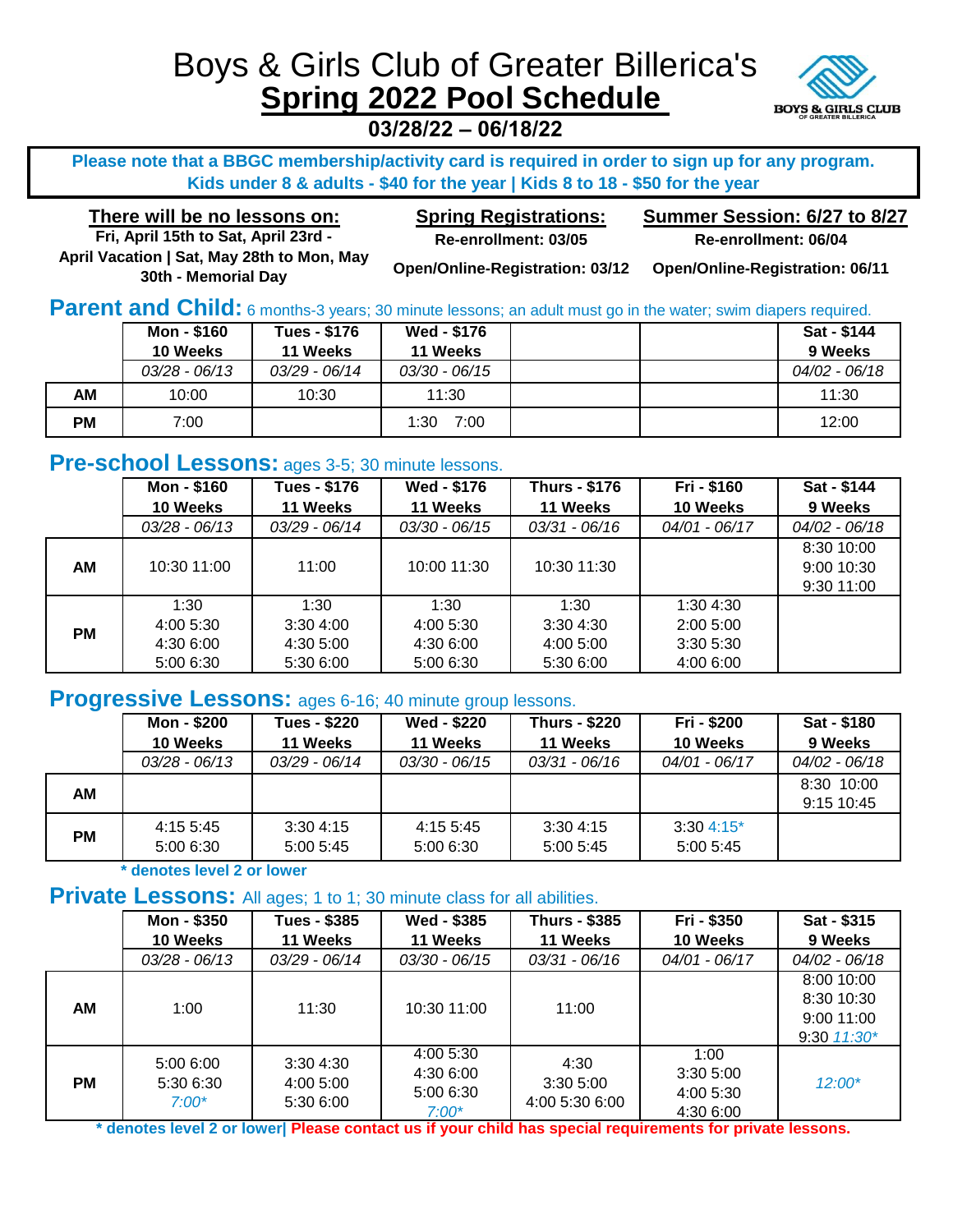# Boys & Girls Club of Greater Billerica's

## **Spring 2022 Pool Schedule**

### 03/28/22 – 06/18/22

**Please note that a BBGC membership/activity card is required in order to sign up for any program.**
**Kids under 8 & adults - $40 for the year | Kids 8 to 18 - $50 for the year**

**There will be no lessons on:**
**Fri, April 15th to Sat, April 23rd - April Vacation | Sat, May 28th to Mon, May 30th - Memorial Day**

**Spring Registrations:**
**Re-enrollment: 03/05**
**Open/Online-Registration: 03/12**

**Summer Session: 6/27 to 8/27**
**Re-enrollment: 06/04**
**Open/Online-Registration: 06/11**

## Parent and Child: 6 months-3 years; 30 minute lessons; an adult must go in the water; swim diapers required.

| | Mon - $160 10 Weeks | Tues - $176 11 Weeks | Wed - $176 11 Weeks | | | Sat - $144 9 Weeks |
|---|---|---|---|---|---|---|
| | *03/28 - 06/13* | *03/29 - 06/14* | *03/30 - 06/15* | | | *04/02 - 06/18* |
| **AM** | 10:00 | 10:30 | 11:30 | | | 11:30 |
| **PM** | 7:00 | | 1:30 7:00 | | | 12:00 |

## Pre-school Lessons: ages 3-5; 30 minute lessons.

| | Mon - $160 10 Weeks | Tues - $176 11 Weeks | Wed - $176 11 Weeks | Thurs - $176 11 Weeks | Fri - $160 10 Weeks | Sat - $144 9 Weeks |
|---|---|---|---|---|---|---|
| | *03/28 - 06/13* | *03/29 - 06/14* | *03/30 - 06/15* | *03/31 - 06/16* | *04/01 - 06/17* | *04/02 - 06/18* |
| **AM** | 10:30 11:00 | 11:00 | 10:00 11:30 | 10:30 11:30 | | 8:30 10:00<br>9:00 10:30<br>9:30 11:00 |
| **PM** | 1:30<br>4:00 5:30<br>4:30 6:00<br>5:00 6:30 | 1:30<br>3:30 4:00<br>4:30 5:00<br>5:30 6:00 | 1:30<br>4:00 5:30<br>4:30 6:00<br>5:00 6:30 | 1:30<br>3:30 4:30<br>4:00 5:00<br>5:30 6:00 | 1:30 4:30<br>2:00 5:00<br>3:30 5:30<br>4:00 6:00 | |

## Progressive Lessons: ages 6-16; 40 minute group lessons.

| | Mon - $200 10 Weeks | Tues - $220 11 Weeks | Wed - $220 11 Weeks | Thurs - $220 11 Weeks | Fri - $200 10 Weeks | Sat - $180 9 Weeks |
|---|---|---|---|---|---|---|
| | *03/28 - 06/13* | *03/29 - 06/14* | *03/30 - 06/15* | *03/31 - 06/16* | *04/01 - 06/17* | *04/02 - 06/18* |
| **AM** | | | | | | 8:30 10:00<br>9:15 10:45 |
| **PM** | 4:15 5:45<br>5:00 6:30 | 3:30 4:15<br>5:00 5:45 | 4:15 5:45<br>5:00 6:30 | 3:30 4:15<br>5:00 5:45 | 3:30 4:15*<br>5:00 5:45 | |

**\* denotes level 2 or lower**

## Private Lessons: All ages; 1 to 1; 30 minute class for all abilities.

| | Mon - $350 10 Weeks | Tues - $385 11 Weeks | Wed - $385 11 Weeks | Thurs - $385 11 Weeks | Fri - $350 10 Weeks | Sat - $315 9 Weeks |
|---|---|---|---|---|---|---|
| | *03/28 - 06/13* | *03/29 - 06/14* | *03/30 - 06/15* | *03/31 - 06/16* | *04/01 - 06/17* | *04/02 - 06/18* |
| **AM** | 1:00 | 11:30 | 10:30 11:00 | 11:00 | | 8:00 10:00<br>8:30 10:30<br>9:00 11:00<br>9:30 *11:30** |
| **PM** | 5:00 6:00<br>5:30 6:30<br>*7:00** | 3:30 4:30<br>4:00 5:00<br>5:30 6:00 | 4:00 5:30<br>4:30 6:00<br>5:00 6:30<br>*7:00** | 4:30<br>3:30 5:00<br>4:00 5:30 6:00 | 1:00<br>3:30 5:00<br>4:00 5:30<br>4:30 6:00 | *12:00** |

**\* denotes level 2 or lower| Please contact us if your child has special requirements for private lessons.**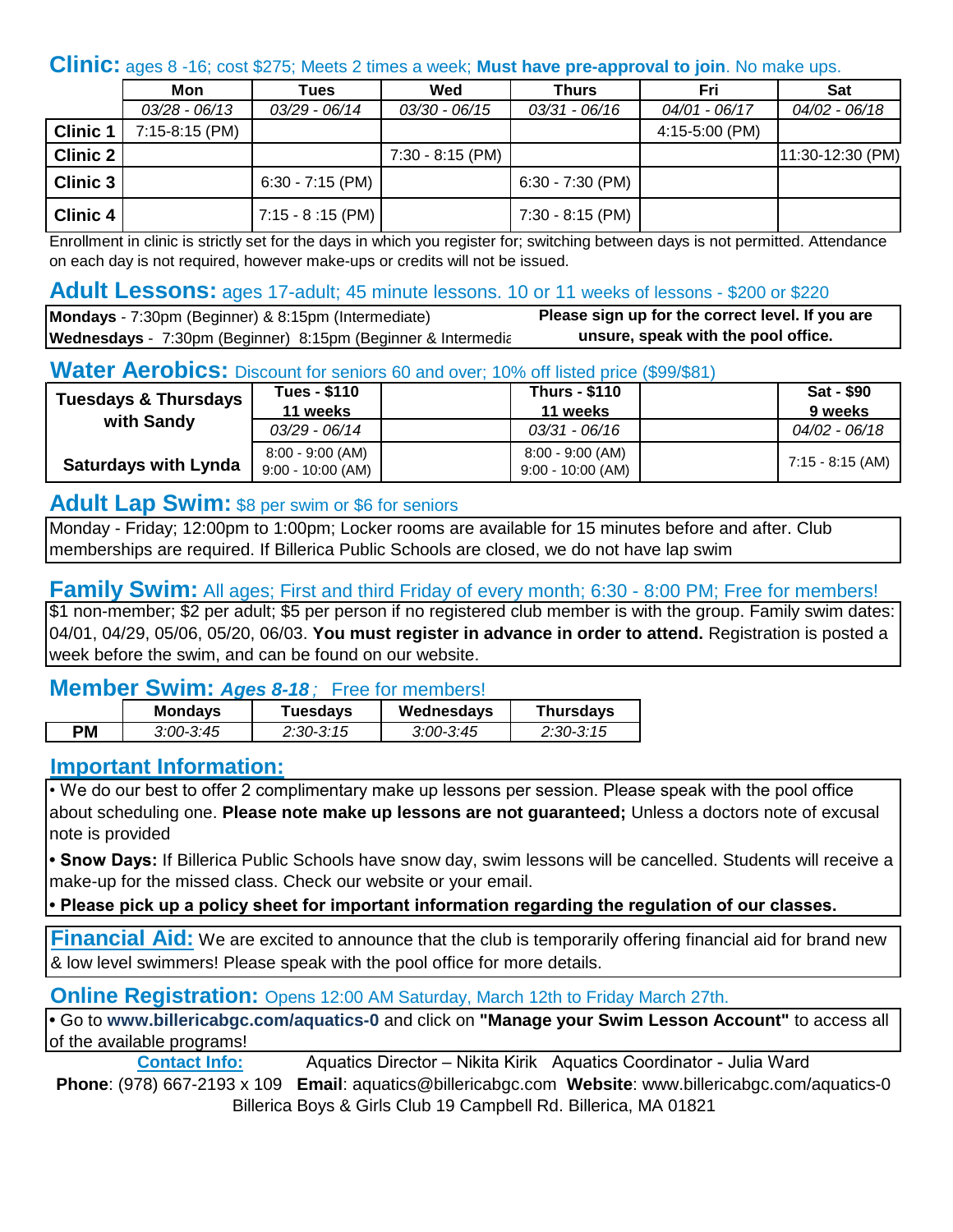## Clinic: ages 8 -16; cost $275; Meets 2 times a week; **Must have pre-approval to join**. No make ups.

| | Mon | Tues | Wed | Thurs | Fri | Sat |
|---|---|---|---|---|---|---|
| | *03/28 - 06/13* | *03/29 - 06/14* | *03/30 - 06/15* | *03/31 - 06/16* | *04/01 - 06/17* | *04/02 - 06/18* |
| **Clinic 1** | 7:15-8:15 (PM) | | | | 4:15-5:00 (PM) | |
| **Clinic 2** | | | 7:30 - 8:15 (PM) | | | 11:30-12:30 (PM) |
| **Clinic 3** | | 6:30 - 7:15 (PM) | | 6:30 - 7:30 (PM) | | |
| **Clinic 4** | | 7:15 - 8 :15 (PM) | | 7:30 - 8:15 (PM) | | |

Enrollment in clinic is strictly set for the days in which you register for; switching between days is not permitted. Attendance on each day is not required, however make-ups or credits will not be issued.

## Adult Lessons: ages 17-adult; 45 minute lessons. 10 or 11 weeks of lessons - $200 or $220

**Mondays** - 7:30pm (Beginner) & 8:15pm (Intermediate)
**Wednesdays** - 7:30pm (Beginner) 8:15pm (Beginner & Intermedia

**Please sign up for the correct level. If you are unsure, speak with the pool office.**

## Water Aerobics: Discount for seniors 60 and over; 10% off listed price ($99/$81)

| | | | | | |
|---|---|---|---|---|---|
| **Tuesdays & Thursdays with Sandy** | **Tues - $110 11 weeks** | | **Thurs - $110 11 weeks** | | **Sat - $90 9 weeks** |
| | *03/29 - 06/14* | | *03/31 - 06/16* | | *04/02 - 06/18* |
| **Saturdays with Lynda** | 8:00 - 9:00 (AM) 9:00 - 10:00 (AM) | | 8:00 - 9:00 (AM) 9:00 - 10:00 (AM) | | 7:15 - 8:15 (AM) |

## Adult Lap Swim: $8 per swim or $6 for seniors

Monday - Friday; 12:00pm to 1:00pm; Locker rooms are available for 15 minutes before and after. Club memberships are required. If Billerica Public Schools are closed, we do not have lap swim

## Family Swim: All ages; First and third Friday of every month; 6:30 - 8:00 PM; Free for members!

$1 non-member; $2 per adult; $5 per person if no registered club member is with the group. Family swim dates: 04/01, 04/29, 05/06, 05/20, 06/03. **You must register in advance in order to attend.** Registration is posted a week before the swim, and can be found on our website.

## Member Swim: *Ages 8-18*; Free for members!

| | Mondays | Tuesdays | Wednesdays | Thursdays |
|---|---|---|---|---|
| **PM** | *3:00-3:45* | *2:30-3:15* | *3:00-3:45* | *2:30-3:15* |

## Important Information:

- We do our best to offer 2 complimentary make up lessons per session. Please speak with the pool office about scheduling one. **Please note make up lessons are not guaranteed;** Unless a doctors note of excusal note is provided
- **Snow Days:** If Billerica Public Schools have snow day, swim lessons will be cancelled. Students will receive a make-up for the missed class. Check our website or your email.
- **Please pick up a policy sheet for important information regarding the regulation of our classes.**

**Financial Aid:** We are excited to announce that the club is temporarily offering financial aid for brand new & low level swimmers! Please speak with the pool office for more details.

## Online Registration: Opens 12:00 AM Saturday, March 12th to Friday March 27th.

- Go to **www.billericabgc.com/aquatics-0** and click on **"Manage your Swim Lesson Account"** to access all of the available programs!

**Contact Info:** Aquatics Director – Nikita Kirik Aquatics Coordinator - Julia Ward

**Phone**: (978) 667-2193 x 109 **Email**: aquatics@billericabgc.com **Website**: www.billericabgc.com/aquatics-0

Billerica Boys & Girls Club 19 Campbell Rd. Billerica, MA 01821